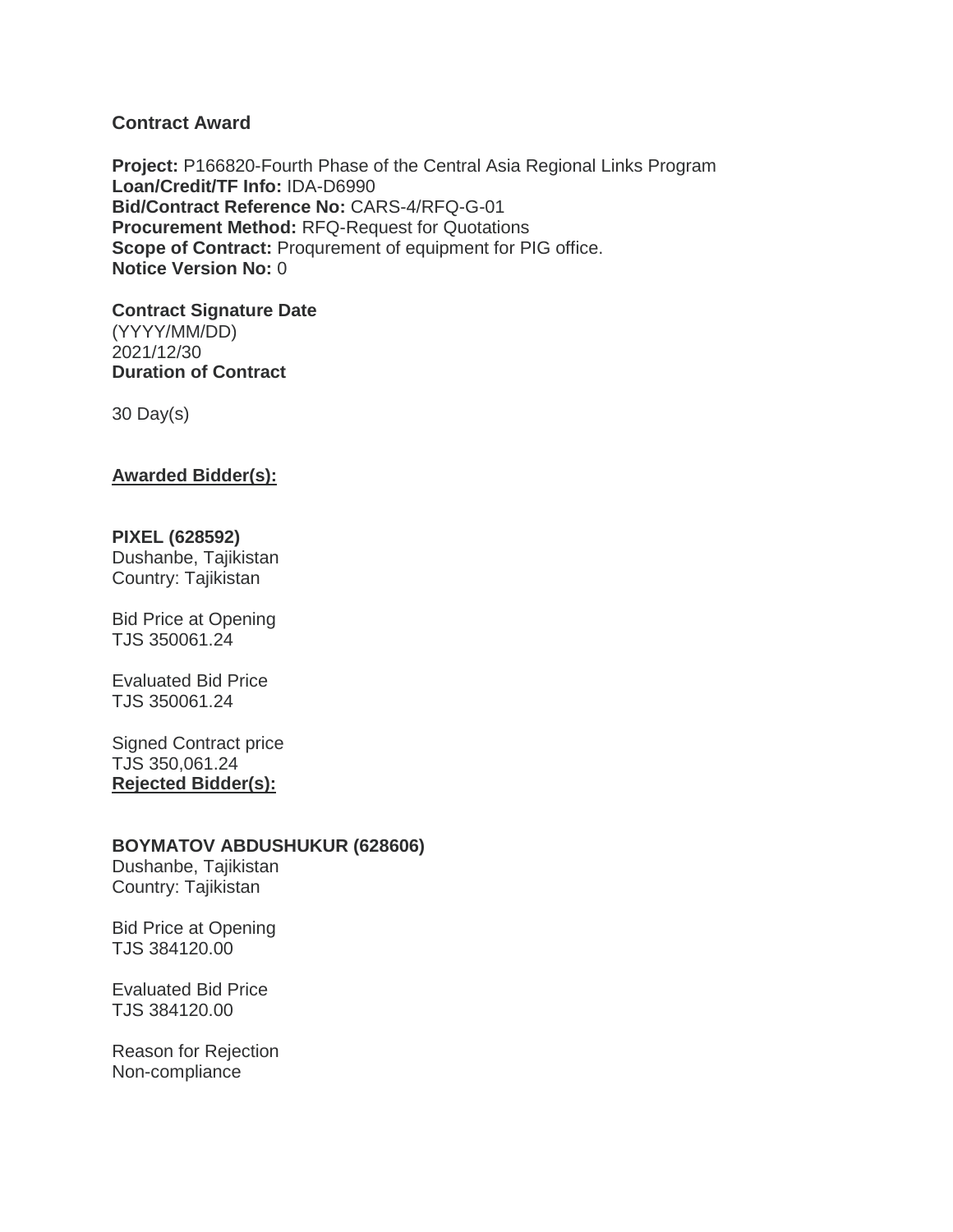## Contract Award

**Project:** P166820-Fourth Phase of the Central Asia Regional Links Program
**Loan/Credit/TF Info:** IDA-D6990
**Bid/Contract Reference No:** CARS-4/RFQ-G-01
**Procurement Method:** RFQ-Request for Quotations
**Scope of Contract:** Proqurement of equipment for PIG office.
**Notice Version No:** 0

**Contract Signature Date**
(YYYY/MM/DD)
2021/12/30
**Duration of Contract**

30 Day(s)

**Awarded Bidder(s):**

**PIXEL (628592)**
Dushanbe, Tajikistan
Country: Tajikistan

Bid Price at Opening
TJS 350061.24

Evaluated Bid Price
TJS 350061.24

Signed Contract price
TJS 350,061.24
**Rejected Bidder(s):**

**BOYMATOV ABDUSHUKUR (628606)**
Dushanbe, Tajikistan
Country: Tajikistan

Bid Price at Opening
TJS 384120.00

Evaluated Bid Price
TJS 384120.00

Reason for Rejection
Non-compliance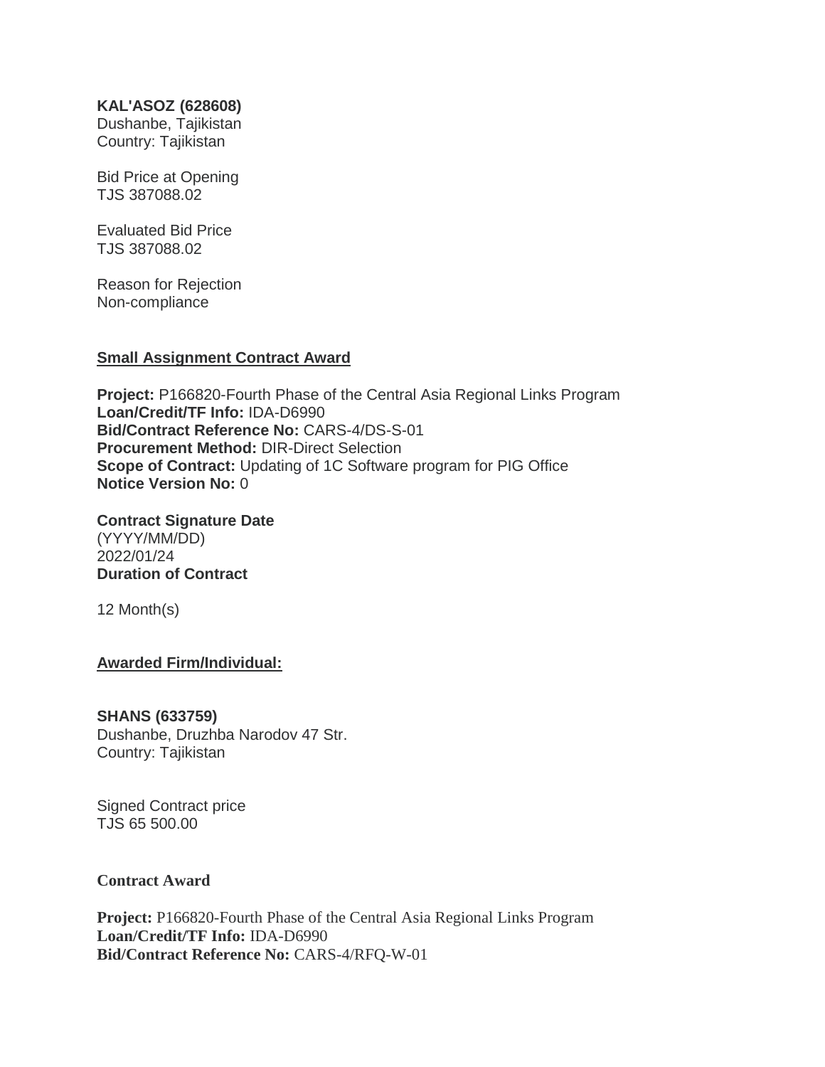**KAL'ASOZ (628608)**
Dushanbe, Tajikistan
Country: Tajikistan

Bid Price at Opening
TJS 387088.02

Evaluated Bid Price
TJS 387088.02

Reason for Rejection
Non-compliance

**Small Assignment Contract Award**

**Project:** P166820-Fourth Phase of the Central Asia Regional Links Program
**Loan/Credit/TF Info:** IDA-D6990
**Bid/Contract Reference No:** CARS-4/DS-S-01
**Procurement Method:** DIR-Direct Selection
**Scope of Contract:** Updating of 1C Software program for PIG Office
**Notice Version No:** 0

**Contract Signature Date**
(YYYY/MM/DD)
2022/01/24
**Duration of Contract**

12 Month(s)

**Awarded Firm/Individual:**

**SHANS (633759)**
Dushanbe, Druzhba Narodov 47 Str.
Country: Tajikistan

Signed Contract price
TJS 65 500.00

**Contract Award**

**Project:** P166820-Fourth Phase of the Central Asia Regional Links Program
**Loan/Credit/TF Info:** IDA-D6990
**Bid/Contract Reference No:** CARS-4/RFQ-W-01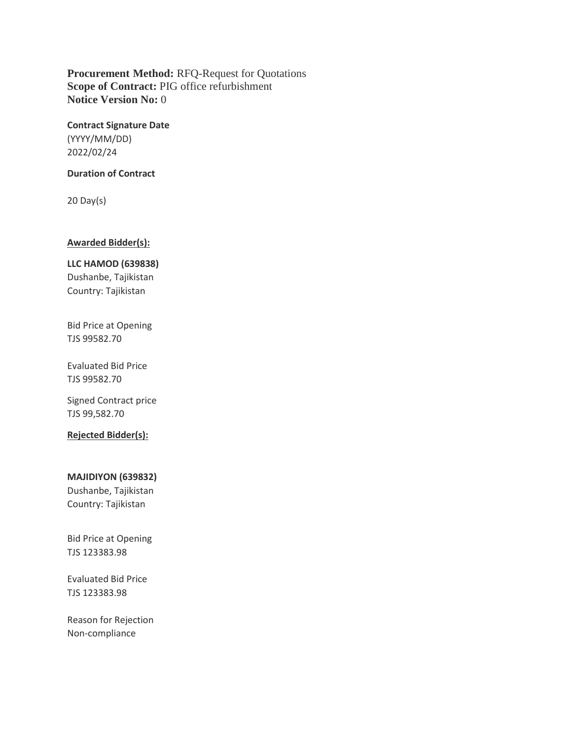**Procurement Method:** RFQ-Request for Quotations
**Scope of Contract:** PIG office refurbishment
**Notice Version No:** 0

**Contract Signature Date**
(YYYY/MM/DD)
2022/02/24

**Duration of Contract**

20 Day(s)

**Awarded Bidder(s):**

**LLC HAMOD (639838)**
Dushanbe, Tajikistan
Country: Tajikistan

Bid Price at Opening
TJS 99582.70

Evaluated Bid Price
TJS 99582.70

Signed Contract price
TJS 99,582.70

**Rejected Bidder(s):**

**MAJIDIYON (639832)**
Dushanbe, Tajikistan
Country: Tajikistan

Bid Price at Opening
TJS 123383.98

Evaluated Bid Price
TJS 123383.98

Reason for Rejection
Non-compliance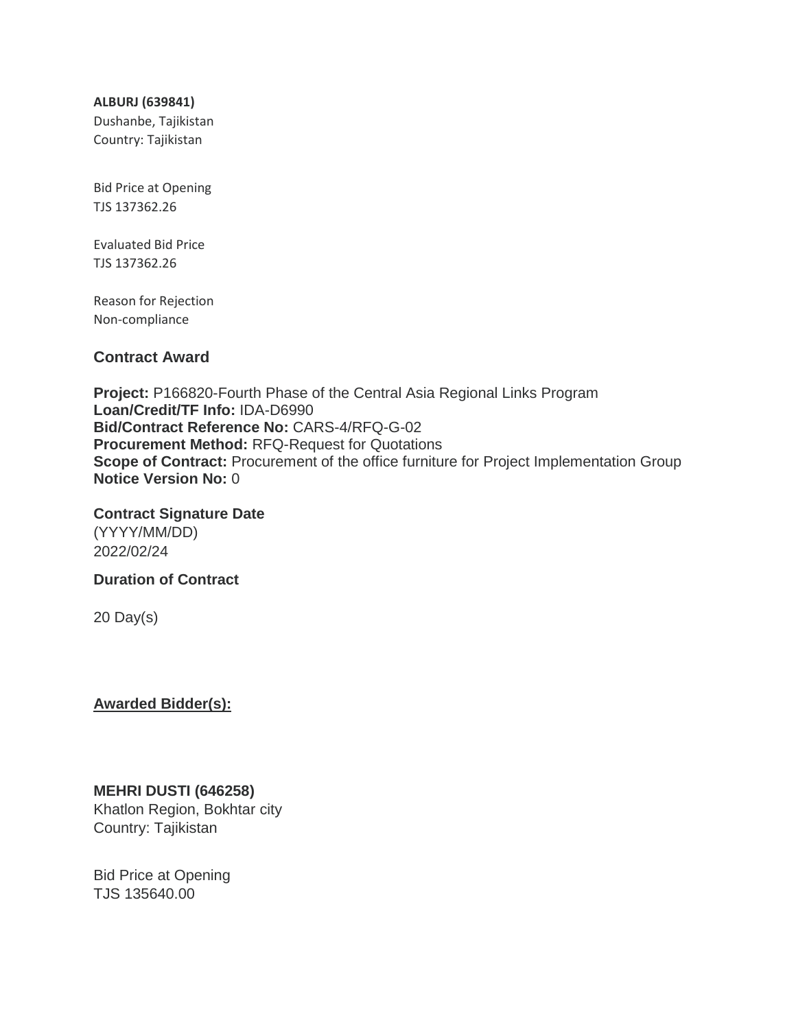**ALBURJ (639841)**
Dushanbe, Tajikistan
Country: Tajikistan

Bid Price at Opening
TJS 137362.26

Evaluated Bid Price
TJS 137362.26

Reason for Rejection
Non-compliance

### Contract Award

**Project:** P166820-Fourth Phase of the Central Asia Regional Links Program
**Loan/Credit/TF Info:** IDA-D6990
**Bid/Contract Reference No:** CARS-4/RFQ-G-02
**Procurement Method:** RFQ-Request for Quotations
**Scope of Contract:** Procurement of the office furniture for Project Implementation Group
**Notice Version No:** 0

**Contract Signature Date**
(YYYY/MM/DD)
2022/02/24

**Duration of Contract**

20 Day(s)

**Awarded Bidder(s):**

**MEHRI DUSTI (646258)**
Khatlon Region, Bokhtar city
Country: Tajikistan

Bid Price at Opening
TJS 135640.00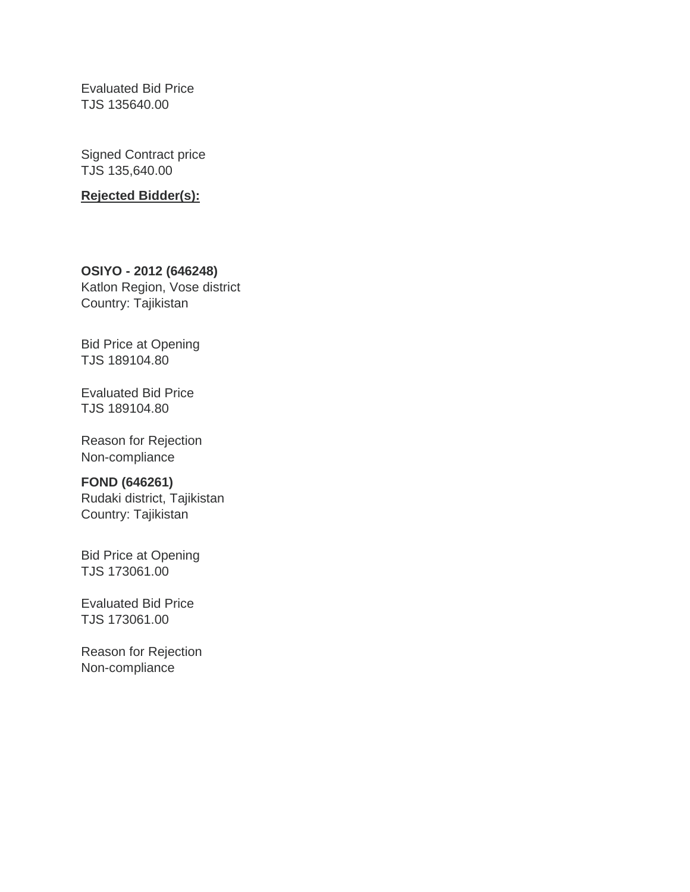Evaluated Bid Price
TJS 135640.00

Signed Contract price
TJS 135,640.00

**Rejected Bidder(s):**

**OSIYO - 2012 (646248)**
Katlon Region, Vose district
Country: Tajikistan

Bid Price at Opening
TJS 189104.80

Evaluated Bid Price
TJS 189104.80

Reason for Rejection
Non-compliance

**FOND (646261)**
Rudaki district, Tajikistan
Country: Tajikistan

Bid Price at Opening
TJS 173061.00

Evaluated Bid Price
TJS 173061.00

Reason for Rejection
Non-compliance